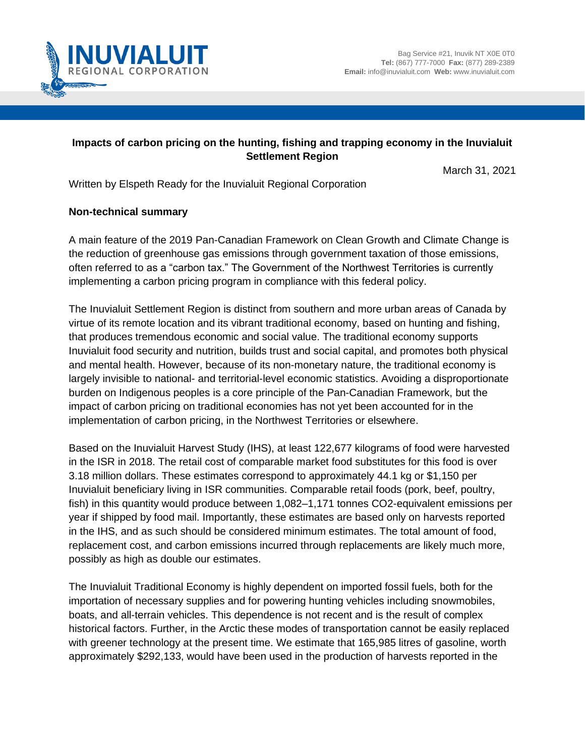INUVIALUIT REGIONAL CORPORATION

Bag Service #21, Inuvik NT X0E 0T0
**Tel:** (867) 777-7000 **Fax:** (877) 289-2389
**Email:** info@inuvialuit.com **Web:** www.inuvialuit.com

# Impacts of carbon pricing on the hunting, fishing and trapping economy in the Inuvialuit Settlement Region

March 31, 2021

Written by Elspeth Ready for the Inuvialuit Regional Corporation

## Non-technical summary

A main feature of the 2019 Pan-Canadian Framework on Clean Growth and Climate Change is the reduction of greenhouse gas emissions through government taxation of those emissions, often referred to as a "carbon tax." The Government of the Northwest Territories is currently implementing a carbon pricing program in compliance with this federal policy.

The Inuvialuit Settlement Region is distinct from southern and more urban areas of Canada by virtue of its remote location and its vibrant traditional economy, based on hunting and fishing, that produces tremendous economic and social value. The traditional economy supports Inuvialuit food security and nutrition, builds trust and social capital, and promotes both physical and mental health. However, because of its non-monetary nature, the traditional economy is largely invisible to national- and territorial-level economic statistics. Avoiding a disproportionate burden on Indigenous peoples is a core principle of the Pan-Canadian Framework, but the impact of carbon pricing on traditional economies has not yet been accounted for in the implementation of carbon pricing, in the Northwest Territories or elsewhere.

Based on the Inuvialuit Harvest Study (IHS), at least 122,677 kilograms of food were harvested in the ISR in 2018. The retail cost of comparable market food substitutes for this food is over 3.18 million dollars. These estimates correspond to approximately 44.1 kg or $1,150 per Inuvialuit beneficiary living in ISR communities. Comparable retail foods (pork, beef, poultry, fish) in this quantity would produce between 1,082–1,171 tonnes $CO_2$-equivalent emissions per year if shipped by food mail. Importantly, these estimates are based only on harvests reported in the IHS, and as such should be considered minimum estimates. The total amount of food, replacement cost, and carbon emissions incurred through replacements are likely much more, possibly as high as double our estimates.

The Inuvialuit Traditional Economy is highly dependent on imported fossil fuels, both for the importation of necessary supplies and for powering hunting vehicles including snowmobiles, boats, and all-terrain vehicles. This dependence is not recent and is the result of complex historical factors. Further, in the Arctic these modes of transportation cannot be easily replaced with greener technology at the present time. We estimate that 165,985 litres of gasoline, worth approximately $292,133, would have been used in the production of harvests reported in the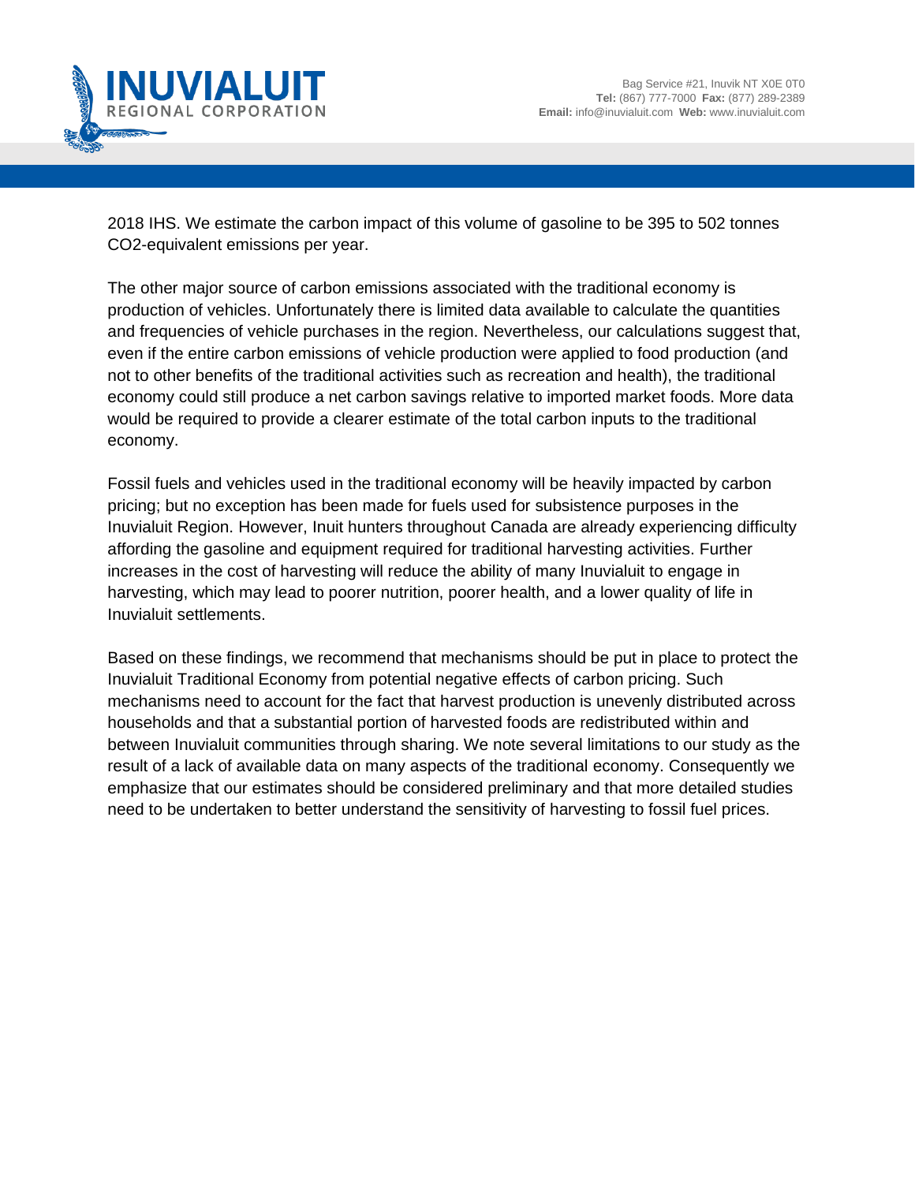2018 IHS. We estimate the carbon impact of this volume of gasoline to be 395 to 502 tonnes $CO_2$-equivalent emissions per year.

The other major source of carbon emissions associated with the traditional economy is production of vehicles. Unfortunately there is limited data available to calculate the quantities and frequencies of vehicle purchases in the region. Nevertheless, our calculations suggest that, even if the entire carbon emissions of vehicle production were applied to food production (and not to other benefits of the traditional activities such as recreation and health), the traditional economy could still produce a net carbon savings relative to imported market foods. More data would be required to provide a clearer estimate of the total carbon inputs to the traditional economy.

Fossil fuels and vehicles used in the traditional economy will be heavily impacted by carbon pricing; but no exception has been made for fuels used for subsistence purposes in the Inuvialuit Region. However, Inuit hunters throughout Canada are already experiencing difficulty affording the gasoline and equipment required for traditional harvesting activities. Further increases in the cost of harvesting will reduce the ability of many Inuvialuit to engage in harvesting, which may lead to poorer nutrition, poorer health, and a lower quality of life in Inuvialuit settlements.

Based on these findings, we recommend that mechanisms should be put in place to protect the Inuvialuit Traditional Economy from potential negative effects of carbon pricing. Such mechanisms need to account for the fact that harvest production is unevenly distributed across households and that a substantial portion of harvested foods are redistributed within and between Inuvialuit communities through sharing. We note several limitations to our study as the result of a lack of available data on many aspects of the traditional economy. Consequently we emphasize that our estimates should be considered preliminary and that more detailed studies need to be undertaken to better understand the sensitivity of harvesting to fossil fuel prices.